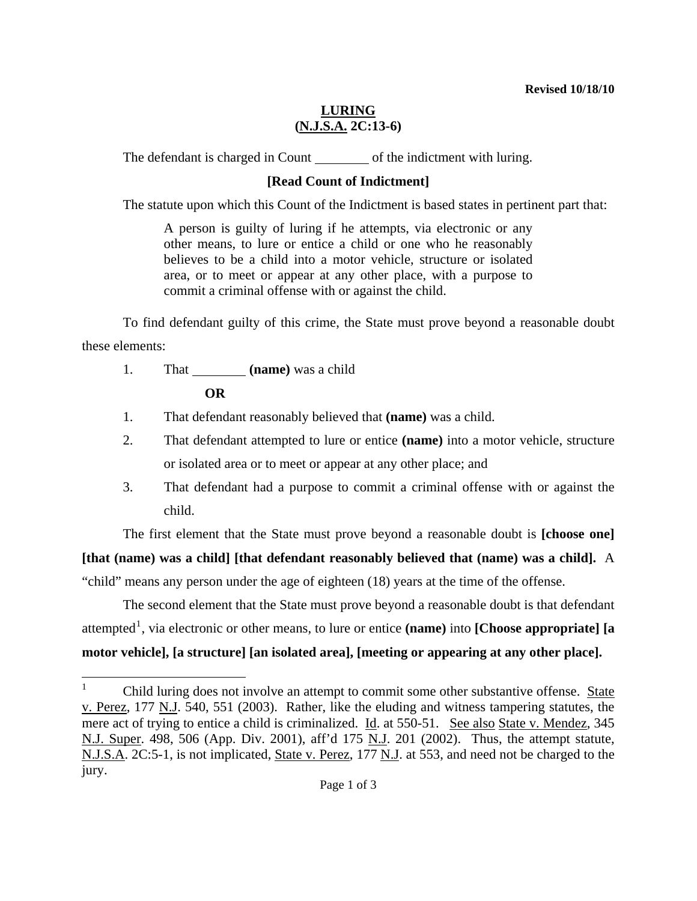Revised 10/18/10

# LURING (N.J.S.A. 2C:13-6)

The defendant is charged in Count ________ of the indictment with luring.

**[Read Count of Indictment]**

The statute upon which this Count of the Indictment is based states in pertinent part that:

> A person is guilty of luring if he attempts, via electronic or any other means, to lure or entice a child or one who he reasonably believes to be a child into a motor vehicle, structure or isolated area, or to meet or appear at any other place, with a purpose to commit a criminal offense with or against the child.

To find defendant guilty of this crime, the State must prove beyond a reasonable doubt these elements:

1. That ________ **(name)** was a child

   **OR**

1. That defendant reasonably believed that **(name)** was a child.
2. That defendant attempted to lure or entice **(name)** into a motor vehicle, structure or isolated area or to meet or appear at any other place; and
3. That defendant had a purpose to commit a criminal offense with or against the child.

The first element that the State must prove beyond a reasonable doubt is **[choose one] [that (name) was a child] [that defendant reasonably believed that (name) was a child].** A "child" means any person under the age of eighteen (18) years at the time of the offense.

The second element that the State must prove beyond a reasonable doubt is that defendant attempted[1], via electronic or other means, to lure or entice **(name)** into **[Choose appropriate] [a motor vehicle], [a structure] [an isolated area], [meeting or appearing at any other place].**

---

[1] Child luring does not involve an attempt to commit some other substantive offense. State v. Perez, 177 N.J. 540, 551 (2003). Rather, like the eluding and witness tampering statutes, the mere act of trying to entice a child is criminalized. Id. at 550-51. See also State v. Mendez, 345 N.J. Super. 498, 506 (App. Div. 2001), aff'd 175 N.J. 201 (2002). Thus, the attempt statute, N.J.S.A. 2C:5-1, is not implicated, State v. Perez, 177 N.J. at 553, and need not be charged to the jury.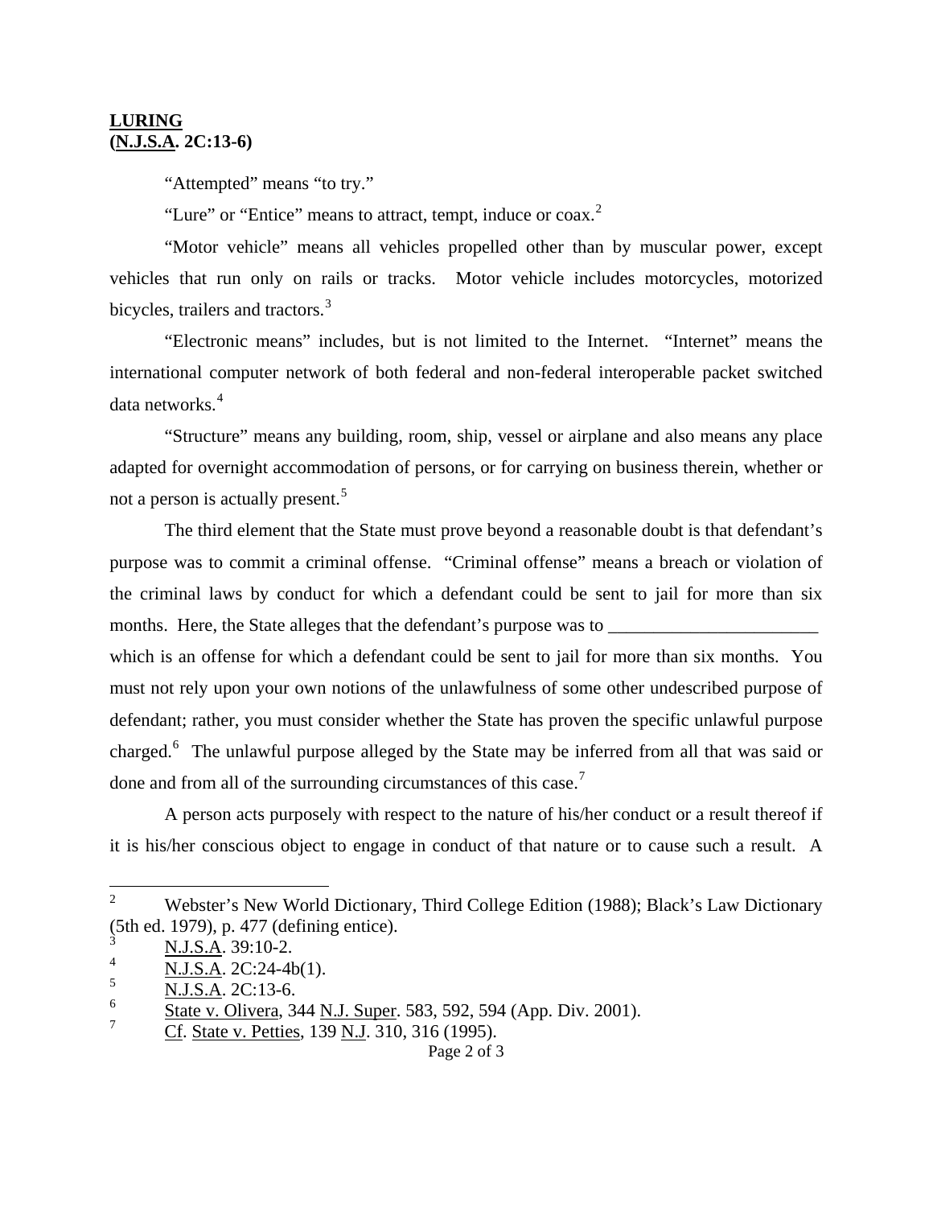**LURING**
**(N.J.S.A. 2C:13-6)**

"Attempted" means "to try."

"Lure" or "Entice" means to attract, tempt, induce or coax.[2]

"Motor vehicle" means all vehicles propelled other than by muscular power, except vehicles that run only on rails or tracks. Motor vehicle includes motorcycles, motorized bicycles, trailers and tractors.[3]

"Electronic means" includes, but is not limited to the Internet. "Internet" means the international computer network of both federal and non-federal interoperable packet switched data networks.[4]

"Structure" means any building, room, ship, vessel or airplane and also means any place adapted for overnight accommodation of persons, or for carrying on business therein, whether or not a person is actually present.[5]

The third element that the State must prove beyond a reasonable doubt is that defendant's purpose was to commit a criminal offense. "Criminal offense" means a breach or violation of the criminal laws by conduct for which a defendant could be sent to jail for more than six months. Here, the State alleges that the defendant's purpose was to _______________________ which is an offense for which a defendant could be sent to jail for more than six months. You must not rely upon your own notions of the unlawfulness of some other undescribed purpose of defendant; rather, you must consider whether the State has proven the specific unlawful purpose charged.[6] The unlawful purpose alleged by the State may be inferred from all that was said or done and from all of the surrounding circumstances of this case.[7]

A person acts purposely with respect to the nature of his/her conduct or a result thereof if it is his/her conscious object to engage in conduct of that nature or to cause such a result. A

---

[2] Webster's New World Dictionary, Third College Edition (1988); Black's Law Dictionary (5th ed. 1979), p. 477 (defining entice).

[3] N.J.S.A. 39:10-2.

[4] N.J.S.A. 2C:24-4b(1).

[5] N.J.S.A. 2C:13-6.

[6] State v. Olivera, 344 N.J. Super. 583, 592, 594 (App. Div. 2001).

[7] Cf. State v. Petties, 139 N.J. 310, 316 (1995).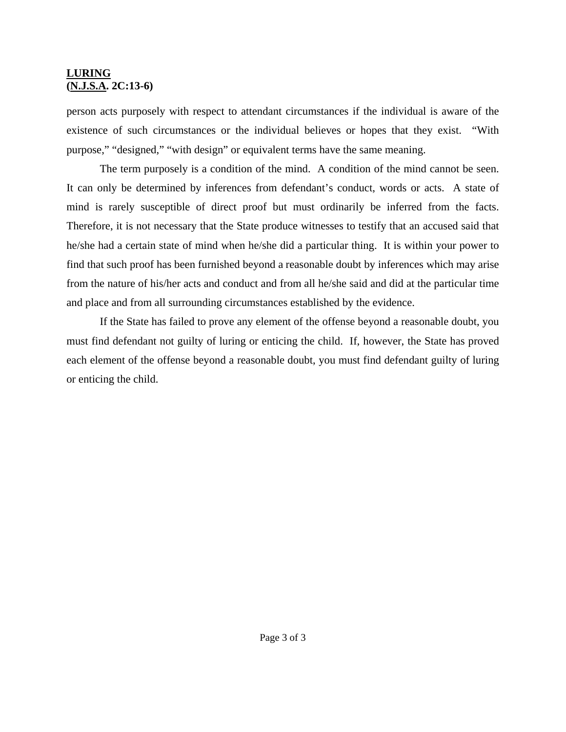person acts purposely with respect to attendant circumstances if the individual is aware of the existence of such circumstances or the individual believes or hopes that they exist. "With purpose," "designed," "with design" or equivalent terms have the same meaning.

The term purposely is a condition of the mind. A condition of the mind cannot be seen. It can only be determined by inferences from defendant's conduct, words or acts. A state of mind is rarely susceptible of direct proof but must ordinarily be inferred from the facts. Therefore, it is not necessary that the State produce witnesses to testify that an accused said that he/she had a certain state of mind when he/she did a particular thing. It is within your power to find that such proof has been furnished beyond a reasonable doubt by inferences which may arise from the nature of his/her acts and conduct and from all he/she said and did at the particular time and place and from all surrounding circumstances established by the evidence.

If the State has failed to prove any element of the offense beyond a reasonable doubt, you must find defendant not guilty of luring or enticing the child. If, however, the State has proved each element of the offense beyond a reasonable doubt, you must find defendant guilty of luring or enticing the child.